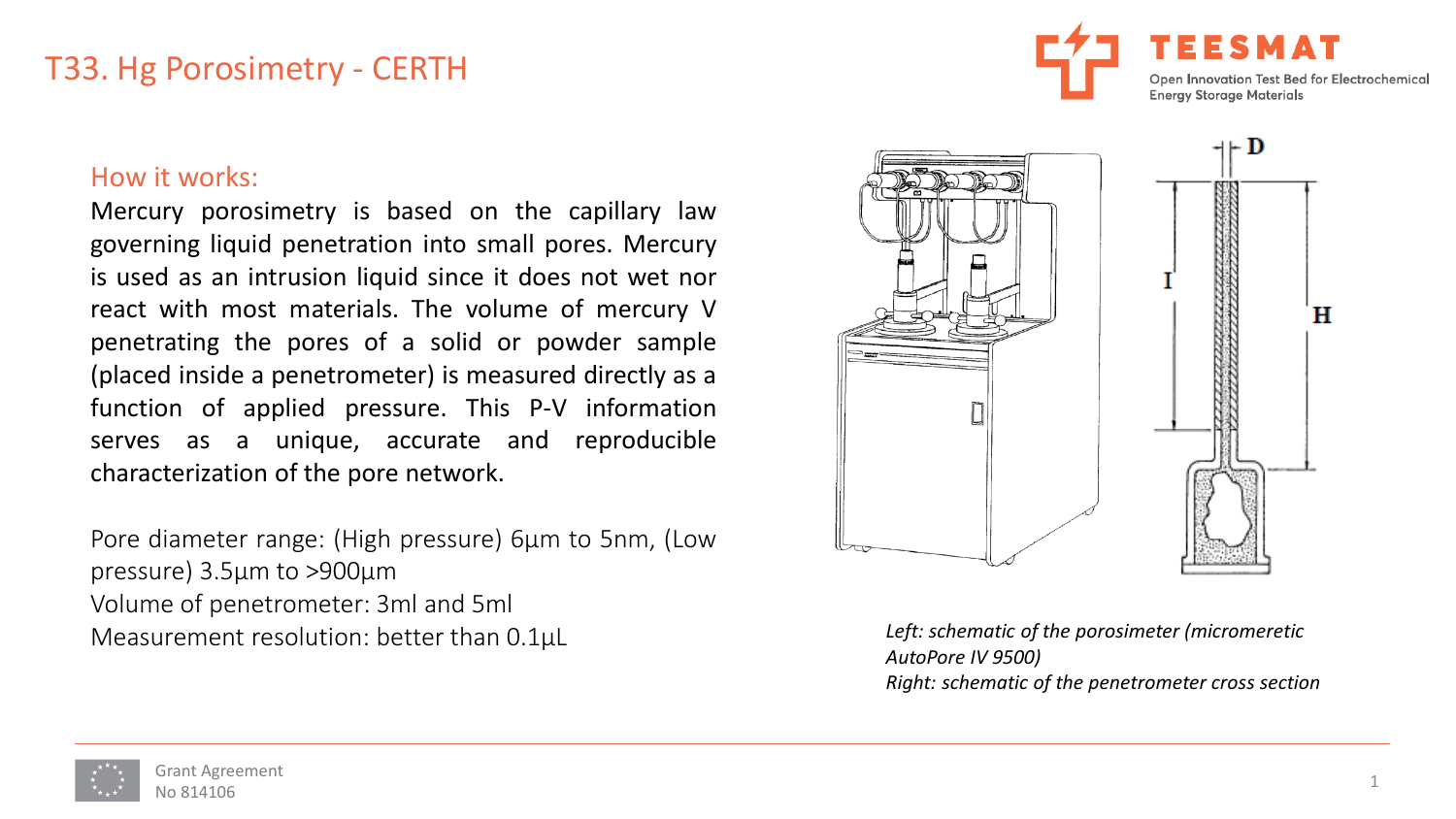# T33. Hg Porosimetry - CERTH

## How it works:

Mercury porosimetry is based on the capillary law governing liquid penetration into small pores. Mercury is used as an intrusion liquid since it does not wet nor react with most materials. The volume of mercury V penetrating the pores of a solid or powder sample (placed inside a penetrometer) is measured directly as a function of applied pressure. This P-V information serves as a unique, accurate and reproducible characterization of the pore network.

Pore diameter range: (High pressure) 6µm to 5nm, (Low pressure) 3.5µm to >900µm

Volume of penetrometer: 3ml and 5ml

Measurement resolution: better than 0.1µL

*Left: schematic of the porosimeter (micromeretic AutoPore IV 9500)*

*Right: schematic of the penetrometer cross section*

Grant Agreement No 814106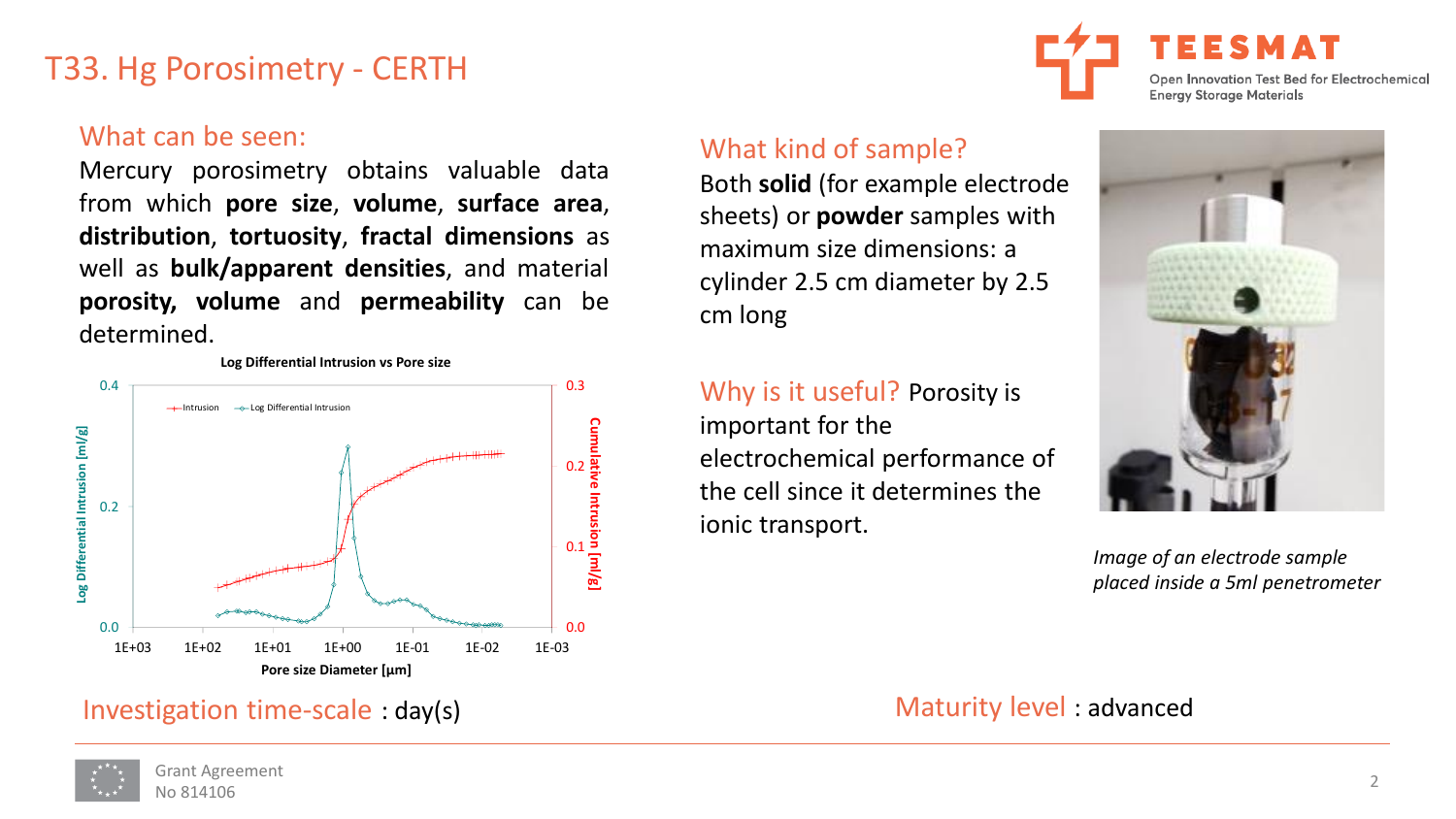# T33. Hg Porosimetry - CERTH

TEESMAT
Open Innovation Test Bed for Electrochemical Energy Storage Materials

## What can be seen:

Mercury porosimetry obtains valuable data from which **pore size**, **volume**, **surface area**, **distribution**, **tortuosity**, **fractal dimensions** as well as **bulk/apparent densities**, and material **porosity, volume** and **permeability** can be determined.

Log Differential Intrusion vs Pore size

Intrusion
Log Differential Intrusion

Log Differential Intrusion [ml/g]
0.4
0.2
0.0

Cumulative Intrusion [ml/g]
0.3
0.2
0.1
0.0

1E+03
1E+02
1E+01
1E+00
1E-01
1E-02
1E-03

Pore size Diameter [µm]

## What kind of sample?

Both **solid** (for example electrode sheets) or **powder** samples with maximum size dimensions: a cylinder 2.5 cm diameter by 2.5 cm long

*Image of an electrode sample placed inside a 5ml penetrometer*

## Why is it useful?

Porosity is important for the electrochemical performance of the cell since it determines the ionic transport.

**Investigation time-scale** : day(s)

**Maturity level** : advanced

Grant Agreement
No 814106